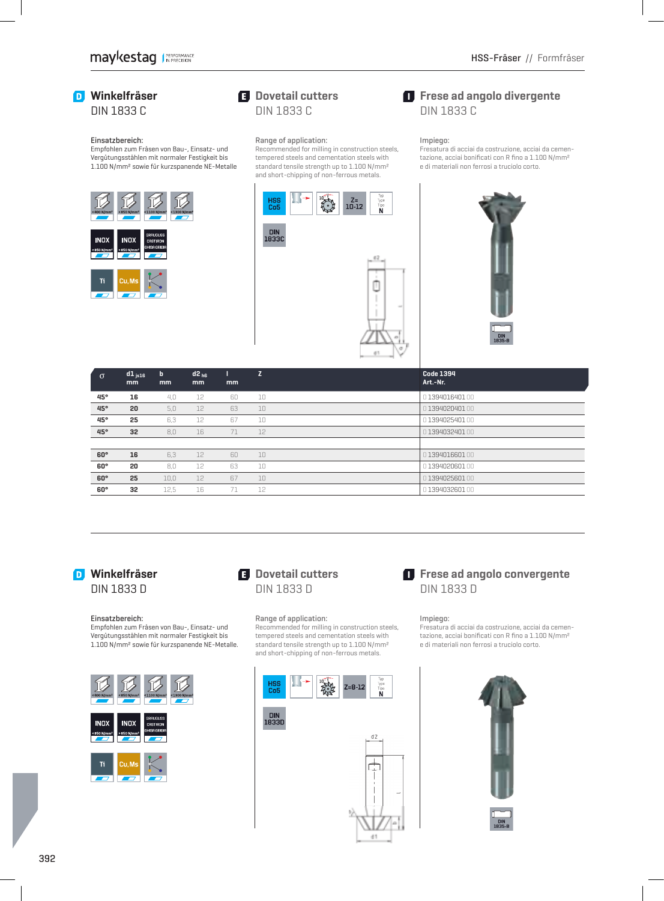## D Winkelfräser
DIN 1833 C

Einsatzbereich:
Empfohlen zum Fräsen von Bau-, Einsatz- und Vergütungsstählen mit normaler Festigkeit bis 1.100 N/mm² sowie für kurzspanende NE-Metalle

## E Dovetail cutters
DIN 1833 C

Range of application:
Recommended for milling in construction steels, tempered steels and cementation steels with standard tensile strength up to 1.100 N/mm² and short-chipping of non-ferrous metals.

## I Frese ad angolo divergente
DIN 1833 C

Impiego:
Fresatura di acciai da costruzione, acciai da cementazione, acciai bonificati con R fino a 1.100 N/mm² e di materiali non ferrosi a truciolo corto.

HSS Co5 | Z= 10-12 | Typ N | DIN 1833C | DIN 1835-B

| σ | d1 js16 mm | b mm | d2 h6 mm | l mm | z | Code 1394 Art.-Nr. |
|---|---|---|---|---|---|---|
| 45° | 16 | 4,0 | 12 | 60 | 10 | 0 13940164 01 00 |
| 45° | 20 | 5,0 | 12 | 63 | 10 | 0 13940204 01 00 |
| 45° | 25 | 6,3 | 12 | 67 | 10 | 0 13940254 01 00 |
| 45° | 32 | 8,0 | 16 | 71 | 12 | 0 13940324 01 00 |
| | | | | | | |
| 60° | 16 | 6,3 | 12 | 60 | 10 | 0 13940166 01 00 |
| 60° | 20 | 8,0 | 12 | 63 | 10 | 0 13940206 01 00 |
| 60° | 25 | 10,0 | 12 | 67 | 10 | 0 13940256 01 00 |
| 60° | 32 | 12,5 | 16 | 71 | 12 | 0 13940326 01 00 |

## D Winkelfräser
DIN 1833 D

Einsatzbereich:
Empfohlen zum Fräsen von Bau-, Einsatz- und Vergütungsstählen mit normaler Festigkeit bis 1.100 N/mm² sowie für kurzspanende NE-Metalle.

## E Dovetail cutters
DIN 1833 D

Range of application:
Recommended for milling in construction steels, tempered steels and cementation steels with standard tensile strength up to 1.100 N/mm² and short-chipping of non-ferrous metals.

## I Frese ad angolo convergente
DIN 1833 D

Impiego:
Fresatura di acciai da costruzione, acciai da cementazione, acciai bonificati con R fino a 1.100 N/mm² e di materiali non ferrosi a truciolo corto.

HSS Co5 | Z=8-12 | Typ N | DIN 1833D | DIN 1835-B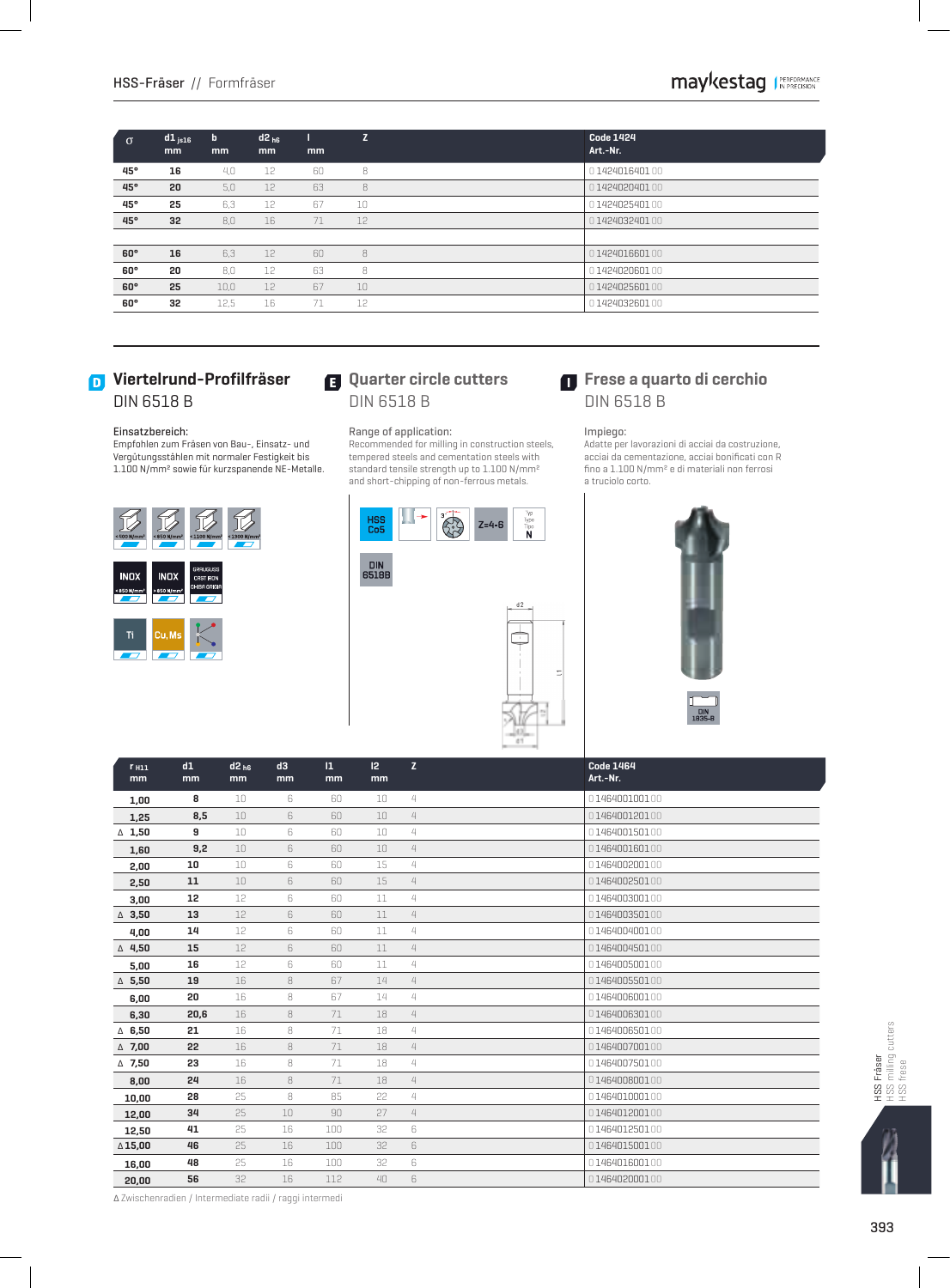| σ | d1 js16 mm | b mm | d2 h6 mm | l mm | Z | Code 1424 Art.-Nr. |
|---|---|---|---|---|---|---|
| 45° | 16 | 4,0 | 12 | 60 | 8 | 0 14240164 01 00 |
| 45° | 20 | 5,0 | 12 | 63 | 8 | 0 14240204 01 00 |
| 45° | 25 | 6,3 | 12 | 67 | 10 | 0 14240254 01 00 |
| 45° | 32 | 8,0 | 16 | 71 | 12 | 0 14240324 01 00 |
| | | | | | | |
| 60° | 16 | 6,3 | 12 | 60 | 8 | 0 14240166 01 00 |
| 60° | 20 | 8,0 | 12 | 63 | 8 | 0 14240206 01 00 |
| 60° | 25 | 10,0 | 12 | 67 | 10 | 0 14240256 01 00 |
| 60° | 32 | 12,5 | 16 | 71 | 12 | 0 14240326 01 00 |

## D Viertelrund-Profilfräser

DIN 6518 B

Einsatzbereich:
Empfohlen zum Fräsen von Bau-, Einsatz- und Vergütungsstählen mit normaler Festigkeit bis 1.100 N/mm² sowie für kurzspanende NE-Metalle.

## E Quarter circle cutters

DIN 6518 B

Range of application:
Recommended for milling in construction steels, tempered steels and cementation steels with standard tensile strength up to 1.100 N/mm² and short-chipping of non-ferrous metals.

## I Frese a quarto di cerchio

DIN 6518 B

Impiego:
Adatte per lavorazioni di acciai da costruzione, acciai da cementazione, acciai bonificati con R fino a 1.100 N/mm² e di materiali non ferrosi a truciolo corto.

HSS Co5 | Z=4-6 | Typ N | DIN 6518B | DIN 1835-B

| r H11 mm | d1 mm | d2 h6 mm | d3 mm | l1 mm | l2 mm | Z | Code 1464 Art.-Nr. |
|---|---|---|---|---|---|---|---|
| 1,00 | 8 | 10 | 6 | 60 | 10 | 4 | 0 14640010 01 00 |
| 1,25 | 8,5 | 10 | 6 | 60 | 10 | 4 | 0 14640012 01 00 |
| Δ 1,50 | 9 | 10 | 6 | 60 | 10 | 4 | 0 14640015 01 00 |
| 1,60 | 9,2 | 10 | 6 | 60 | 10 | 4 | 0 14640016 01 00 |
| 2,00 | 10 | 10 | 6 | 60 | 15 | 4 | 0 14640020 01 00 |
| 2,50 | 11 | 10 | 6 | 60 | 15 | 4 | 0 14640025 01 00 |
| 3,00 | 12 | 12 | 6 | 60 | 11 | 4 | 0 14640030 01 00 |
| Δ 3,50 | 13 | 12 | 6 | 60 | 11 | 4 | 0 14640035 01 00 |
| 4,00 | 14 | 12 | 6 | 60 | 11 | 4 | 0 14640040 01 00 |
| Δ 4,50 | 15 | 12 | 6 | 60 | 11 | 4 | 0 14640045 01 00 |
| 5,00 | 16 | 12 | 6 | 60 | 11 | 4 | 0 14640050 01 00 |
| Δ 5,50 | 19 | 16 | 8 | 67 | 14 | 4 | 0 14640055 01 00 |
| 6,00 | 20 | 16 | 8 | 67 | 14 | 4 | 0 14640060 01 00 |
| 6,30 | 20,6 | 16 | 8 | 71 | 18 | 4 | 0 14640063 01 00 |
| Δ 6,50 | 21 | 16 | 8 | 71 | 18 | 4 | 0 14640065 01 00 |
| Δ 7,00 | 22 | 16 | 8 | 71 | 18 | 4 | 0 14640070 01 00 |
| Δ 7,50 | 23 | 16 | 8 | 71 | 18 | 4 | 0 14640075 01 00 |
| 8,00 | 24 | 16 | 8 | 71 | 18 | 4 | 0 14640080 01 00 |
| 10,00 | 28 | 25 | 8 | 85 | 22 | 4 | 0 14640100 01 00 |
| 12,00 | 34 | 25 | 10 | 90 | 27 | 4 | 0 14640120 01 00 |
| 12,50 | 41 | 25 | 16 | 100 | 32 | 6 | 0 14640125 01 00 |
| Δ 15,00 | 46 | 25 | 16 | 100 | 32 | 6 | 0 14640150 01 00 |
| 16,00 | 48 | 25 | 16 | 100 | 32 | 6 | 0 14640160 01 00 |
| 20,00 | 56 | 32 | 16 | 112 | 40 | 6 | 0 14640200 01 00 |

Δ Zwischenradien / Intermediate radii / raggi intermedi